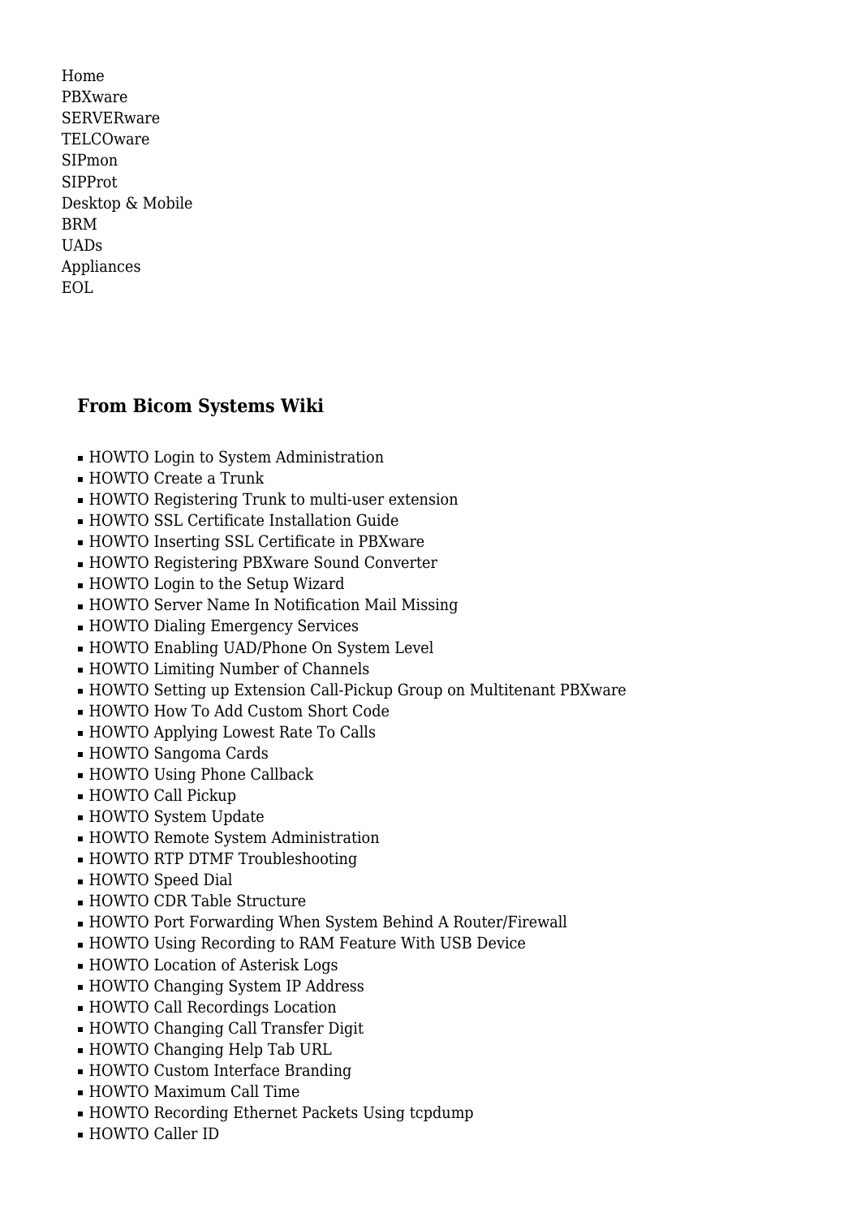Home
PBXware
SERVERware
TELCOware
SIPmon
SIPProt
Desktop & Mobile
BRM
UADs
Appliances
EOL

### From Bicom Systems Wiki

- HOWTO Login to System Administration
- HOWTO Create a Trunk
- HOWTO Registering Trunk to multi-user extension
- HOWTO SSL Certificate Installation Guide
- HOWTO Inserting SSL Certificate in PBXware
- HOWTO Registering PBXware Sound Converter
- HOWTO Login to the Setup Wizard
- HOWTO Server Name In Notification Mail Missing
- HOWTO Dialing Emergency Services
- HOWTO Enabling UAD/Phone On System Level
- HOWTO Limiting Number of Channels
- HOWTO Setting up Extension Call-Pickup Group on Multitenant PBXware
- HOWTO How To Add Custom Short Code
- HOWTO Applying Lowest Rate To Calls
- HOWTO Sangoma Cards
- HOWTO Using Phone Callback
- HOWTO Call Pickup
- HOWTO System Update
- HOWTO Remote System Administration
- HOWTO RTP DTMF Troubleshooting
- HOWTO Speed Dial
- HOWTO CDR Table Structure
- HOWTO Port Forwarding When System Behind A Router/Firewall
- HOWTO Using Recording to RAM Feature With USB Device
- HOWTO Location of Asterisk Logs
- HOWTO Changing System IP Address
- HOWTO Call Recordings Location
- HOWTO Changing Call Transfer Digit
- HOWTO Changing Help Tab URL
- HOWTO Custom Interface Branding
- HOWTO Maximum Call Time
- HOWTO Recording Ethernet Packets Using tcpdump
- HOWTO Caller ID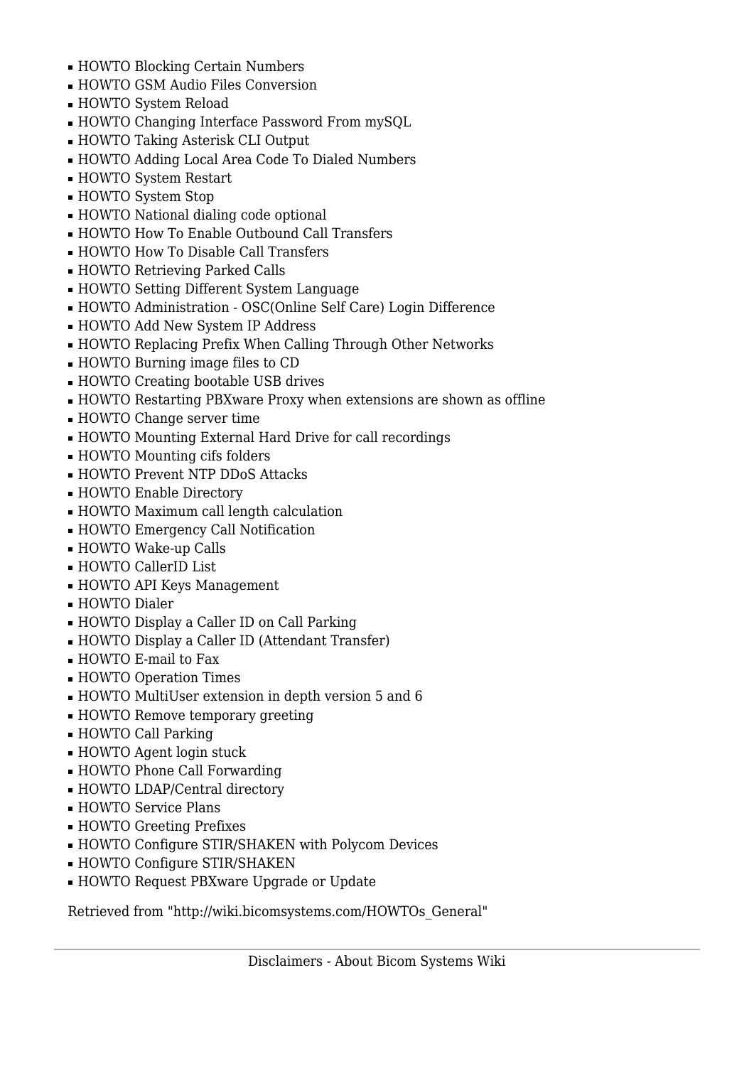- HOWTO Blocking Certain Numbers
- HOWTO GSM Audio Files Conversion
- HOWTO System Reload
- HOWTO Changing Interface Password From mySQL
- HOWTO Taking Asterisk CLI Output
- HOWTO Adding Local Area Code To Dialed Numbers
- HOWTO System Restart
- HOWTO System Stop
- HOWTO National dialing code optional
- HOWTO How To Enable Outbound Call Transfers
- HOWTO How To Disable Call Transfers
- HOWTO Retrieving Parked Calls
- HOWTO Setting Different System Language
- HOWTO Administration - OSC(Online Self Care) Login Difference
- HOWTO Add New System IP Address
- HOWTO Replacing Prefix When Calling Through Other Networks
- HOWTO Burning image files to CD
- HOWTO Creating bootable USB drives
- HOWTO Restarting PBXware Proxy when extensions are shown as offline
- HOWTO Change server time
- HOWTO Mounting External Hard Drive for call recordings
- HOWTO Mounting cifs folders
- HOWTO Prevent NTP DDoS Attacks
- HOWTO Enable Directory
- HOWTO Maximum call length calculation
- HOWTO Emergency Call Notification
- HOWTO Wake-up Calls
- HOWTO CallerID List
- HOWTO API Keys Management
- HOWTO Dialer
- HOWTO Display a Caller ID on Call Parking
- HOWTO Display a Caller ID (Attendant Transfer)
- HOWTO E-mail to Fax
- HOWTO Operation Times
- HOWTO MultiUser extension in depth version 5 and 6
- HOWTO Remove temporary greeting
- HOWTO Call Parking
- HOWTO Agent login stuck
- HOWTO Phone Call Forwarding
- HOWTO LDAP/Central directory
- HOWTO Service Plans
- HOWTO Greeting Prefixes
- HOWTO Configure STIR/SHAKEN with Polycom Devices
- HOWTO Configure STIR/SHAKEN
- HOWTO Request PBXware Upgrade or Update

Retrieved from "http://wiki.bicomsystems.com/HOWTOs_General"

Disclaimers - About Bicom Systems Wiki